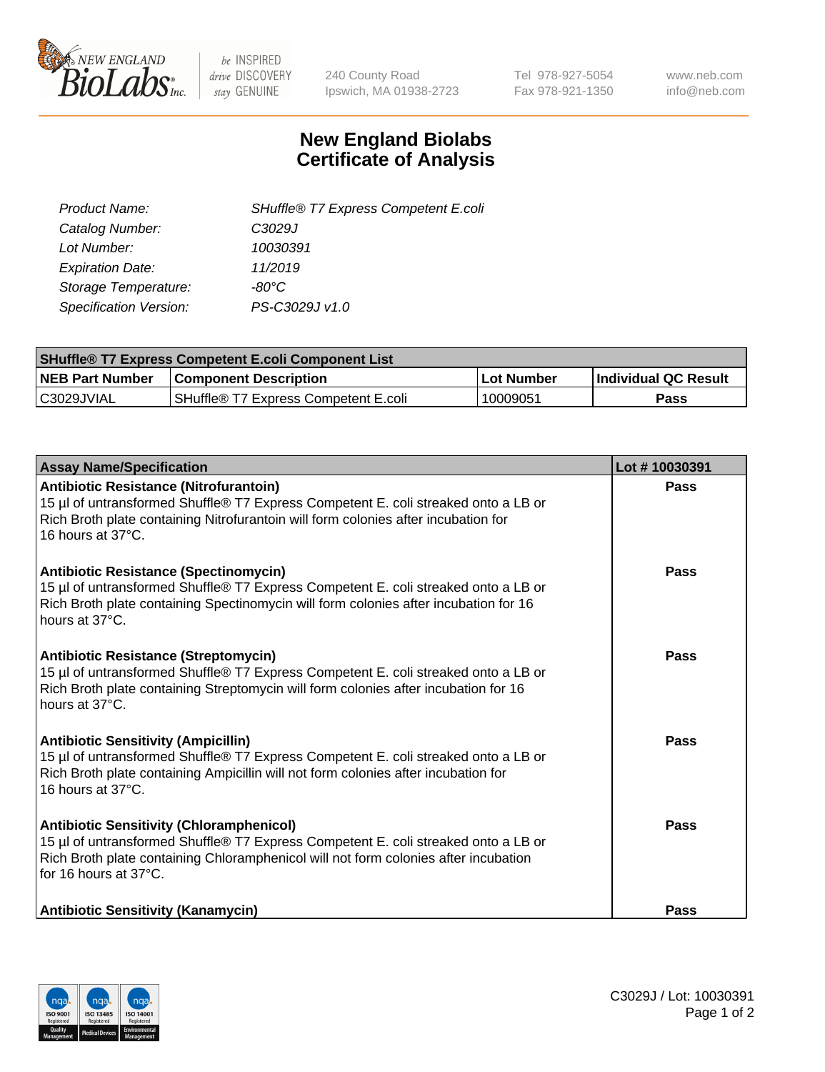# New England Biolabs
# Certificate of Analysis

| | |
|---|---|
| *Product Name:* | *SHuffle® T7 Express Competent E.coli* |
| *Catalog Number:* | *C3029J* |
| *Lot Number:* | *10030391* |
| *Expiration Date:* | *11/2019* |
| *Storage Temperature:* | *-80°C* |
| *Specification Version:* | *PS-C3029J v1.0* |

| **SHuffle® T7 Express Competent E.coli Component List** | | | |
|---|---|---|---|
| **NEB Part Number** | **Component Description** | **Lot Number** | **Individual QC Result** |
| C3029JVIAL | SHuffle® T7 Express Competent E.coli | 10009051 | **Pass** |

| **Assay Name/Specification** | **Lot # 10030391** |
|---|---|
| **Antibiotic Resistance (Nitrofurantoin)**<br>15 µl of untransformed Shuffle® T7 Express Competent E. coli streaked onto a LB or Rich Broth plate containing Nitrofurantoin will form colonies after incubation for 16 hours at 37°C. | **Pass** |
| **Antibiotic Resistance (Spectinomycin)**<br>15 µl of untransformed Shuffle® T7 Express Competent E. coli streaked onto a LB or Rich Broth plate containing Spectinomycin will form colonies after incubation for 16 hours at 37°C. | **Pass** |
| **Antibiotic Resistance (Streptomycin)**<br>15 µl of untransformed Shuffle® T7 Express Competent E. coli streaked onto a LB or Rich Broth plate containing Streptomycin will form colonies after incubation for 16 hours at 37°C. | **Pass** |
| **Antibiotic Sensitivity (Ampicillin)**<br>15 µl of untransformed Shuffle® T7 Express Competent E. coli streaked onto a LB or Rich Broth plate containing Ampicillin will not form colonies after incubation for 16 hours at 37°C. | **Pass** |
| **Antibiotic Sensitivity (Chloramphenicol)**<br>15 µl of untransformed Shuffle® T7 Express Competent E. coli streaked onto a LB or Rich Broth plate containing Chloramphenicol will not form colonies after incubation for 16 hours at 37°C. | **Pass** |
| **Antibiotic Sensitivity (Kanamycin)** | **Pass** |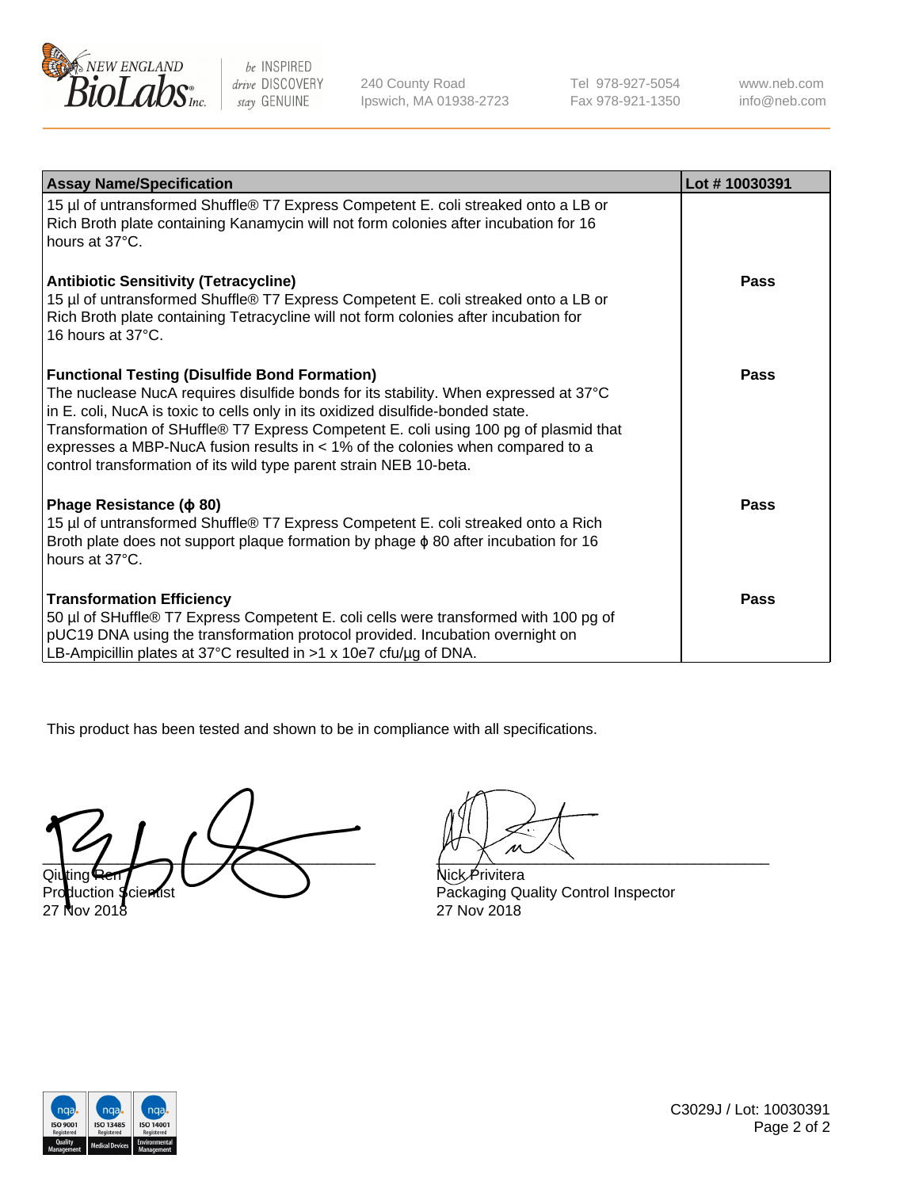| Assay Name/Specification | Lot # 10030391 |
|---|---|
| 15 µl of untransformed Shuffle® T7 Express Competent E. coli streaked onto a LB or Rich Broth plate containing Kanamycin will not form colonies after incubation for 16 hours at 37°C. | |
| **Antibiotic Sensitivity (Tetracycline)**<br>15 µl of untransformed Shuffle® T7 Express Competent E. coli streaked onto a LB or Rich Broth plate containing Tetracycline will not form colonies after incubation for 16 hours at 37°C. | **Pass** |
| **Functional Testing (Disulfide Bond Formation)**<br>The nuclease NucA requires disulfide bonds for its stability. When expressed at 37°C in E. coli, NucA is toxic to cells only in its oxidized disulfide-bonded state. Transformation of SHuffle® T7 Express Competent E. coli using 100 pg of plasmid that expresses a MBP-NucA fusion results in < 1% of the colonies when compared to a control transformation of its wild type parent strain NEB 10-beta. | **Pass** |
| **Phage Resistance (ϕ 80)**<br>15 µl of untransformed Shuffle® T7 Express Competent E. coli streaked onto a Rich Broth plate does not support plaque formation by phage ϕ 80 after incubation for 16 hours at 37°C. | **Pass** |
| **Transformation Efficiency**<br>50 µl of SHuffle® T7 Express Competent E. coli cells were transformed with 100 pg of pUC19 DNA using the transformation protocol provided. Incubation overnight on LB-Ampicillin plates at 37°C resulted in >1 x 10e7 cfu/µg of DNA. | **Pass** |

This product has been tested and shown to be in compliance with all specifications.

Qiuting Ren
Production Scientist
27 Nov 2018

Nick Privitera
Packaging Quality Control Inspector
27 Nov 2018

C3029J / Lot: 10030391